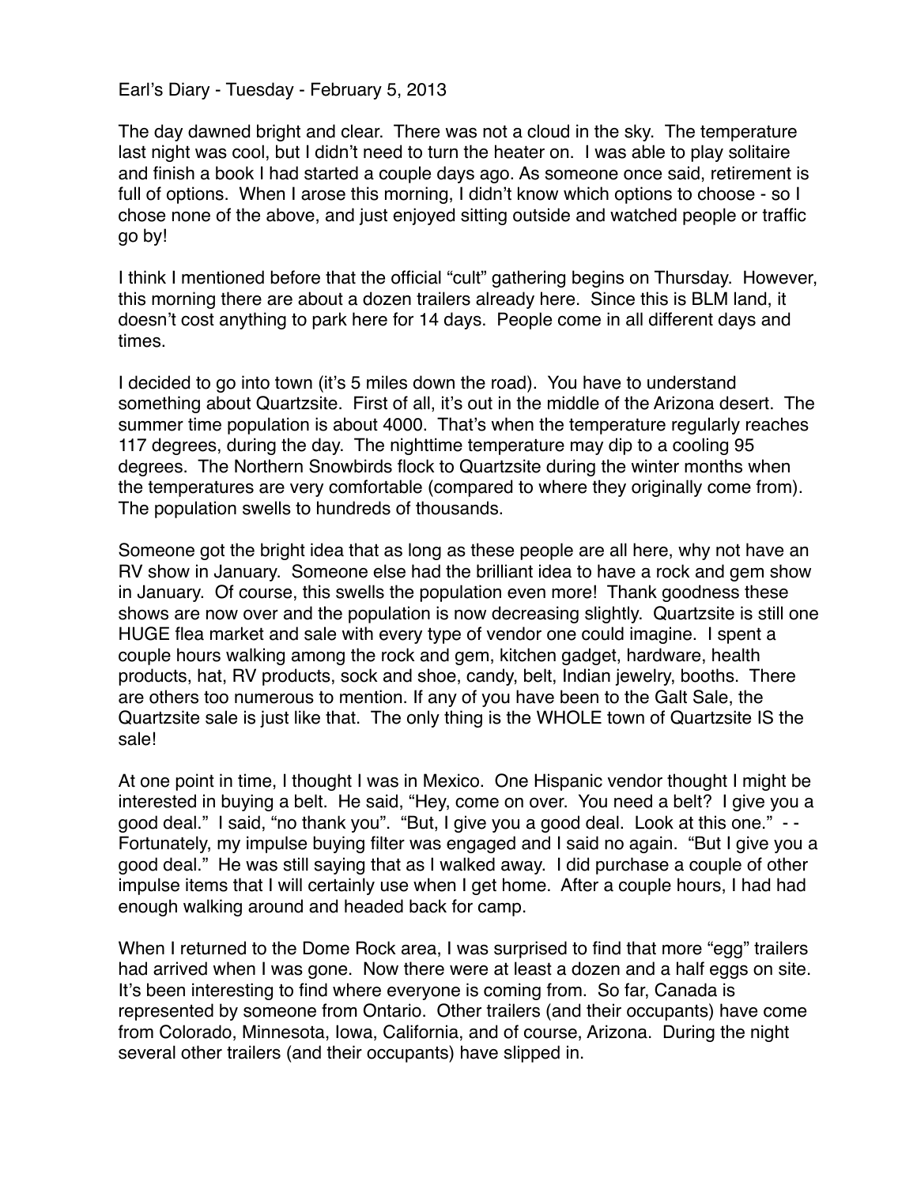Earl's Diary - Tuesday - February 5, 2013

The day dawned bright and clear. There was not a cloud in the sky. The temperature last night was cool, but I didn't need to turn the heater on. I was able to play solitaire and finish a book I had started a couple days ago. As someone once said, retirement is full of options. When I arose this morning, I didn't know which options to choose - so I chose none of the above, and just enjoyed sitting outside and watched people or traffic go by!

I think I mentioned before that the official "cult" gathering begins on Thursday. However, this morning there are about a dozen trailers already here. Since this is BLM land, it doesn't cost anything to park here for 14 days. People come in all different days and times.

I decided to go into town (it's 5 miles down the road). You have to understand something about Quartzsite. First of all, it's out in the middle of the Arizona desert. The summer time population is about 4000. That's when the temperature regularly reaches 117 degrees, during the day. The nighttime temperature may dip to a cooling 95 degrees. The Northern Snowbirds flock to Quartzsite during the winter months when the temperatures are very comfortable (compared to where they originally come from). The population swells to hundreds of thousands.

Someone got the bright idea that as long as these people are all here, why not have an RV show in January. Someone else had the brilliant idea to have a rock and gem show in January. Of course, this swells the population even more! Thank goodness these shows are now over and the population is now decreasing slightly. Quartzsite is still one HUGE flea market and sale with every type of vendor one could imagine. I spent a couple hours walking among the rock and gem, kitchen gadget, hardware, health products, hat, RV products, sock and shoe, candy, belt, Indian jewelry, booths. There are others too numerous to mention. If any of you have been to the Galt Sale, the Quartzsite sale is just like that. The only thing is the WHOLE town of Quartzsite IS the sale!

At one point in time, I thought I was in Mexico. One Hispanic vendor thought I might be interested in buying a belt. He said, "Hey, come on over. You need a belt? I give you a good deal." I said, "no thank you". "But, I give you a good deal. Look at this one." - - Fortunately, my impulse buying filter was engaged and I said no again. "But I give you a good deal." He was still saying that as I walked away. I did purchase a couple of other impulse items that I will certainly use when I get home. After a couple hours, I had had enough walking around and headed back for camp.

When I returned to the Dome Rock area, I was surprised to find that more "egg" trailers had arrived when I was gone. Now there were at least a dozen and a half eggs on site. It's been interesting to find where everyone is coming from. So far, Canada is represented by someone from Ontario. Other trailers (and their occupants) have come from Colorado, Minnesota, Iowa, California, and of course, Arizona. During the night several other trailers (and their occupants) have slipped in.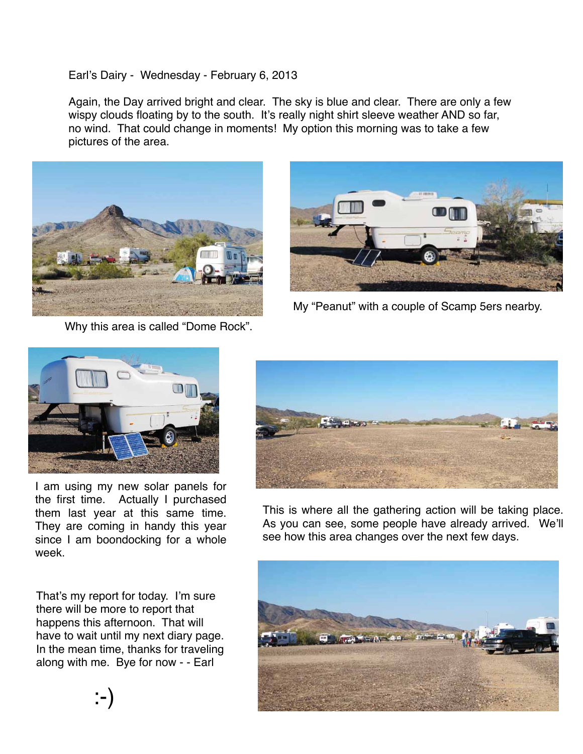Earl's Dairy - Wednesday - February 6, 2013

Again, the Day arrived bright and clear. The sky is blue and clear. There are only a few wispy clouds floating by to the south. It's really night shirt sleeve weather AND so far, no wind. That could change in moments! My option this morning was to take a few pictures of the area.

Why this area is called "Dome Rock".

My "Peanut" with a couple of Scamp 5ers nearby.

I am using my new solar panels for the first time. Actually I purchased them last year at this same time. They are coming in handy this year since I am boondocking for a whole week.

This is where all the gathering action will be taking place. As you can see, some people have already arrived. We'll see how this area changes over the next few days.

That's my report for today. I'm sure there will be more to report that happens this afternoon. That will have to wait until my next diary page. In the mean time, thanks for traveling along with me. Bye for now - - Earl

:-)